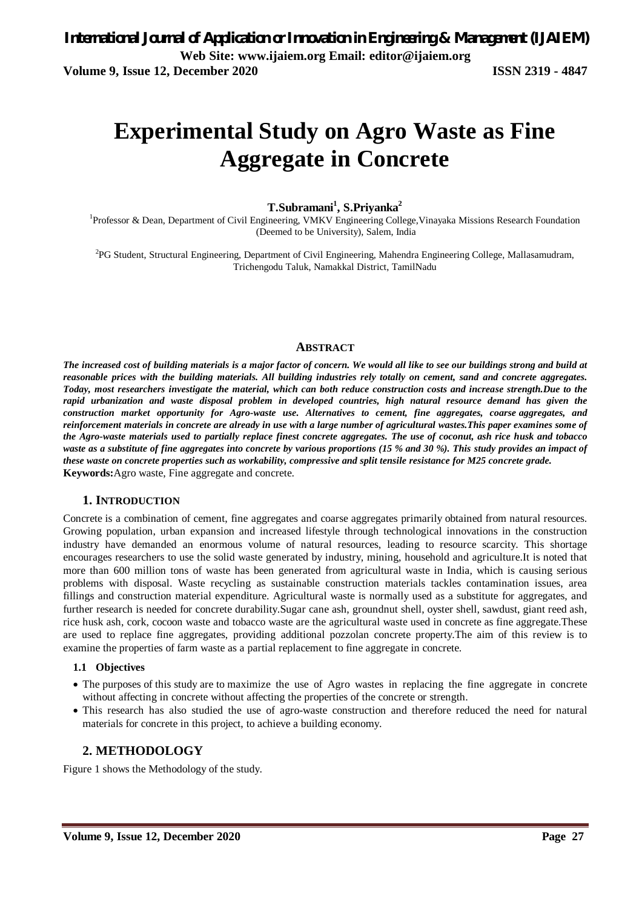# Experimental Study on Agro Waste as Fine Aggregate in Concrete

**T.Subramani[1], S.Priyanka[2]**

[1]Professor & Dean, Department of Civil Engineering, VMKV Engineering College,Vinayaka Missions Research Foundation (Deemed to be University), Salem, India

[2]PG Student, Structural Engineering, Department of Civil Engineering, Mahendra Engineering College, Mallasamudram, Trichengodu Taluk, Namakkal District, TamilNadu

## ABSTRACT

***The increased cost of building materials is a major factor of concern. We would all like to see our buildings strong and build at reasonable prices with the building materials. All building industries rely totally on cement, sand and concrete aggregates. Today, most researchers investigate the material, which can both reduce construction costs and increase strength.Due to the rapid urbanization and waste disposal problem in developed countries, high natural resource demand has given the construction market opportunity for Agro-waste use. Alternatives to cement, fine aggregates, coarse aggregates, and reinforcement materials in concrete are already in use with a large number of agricultural wastes.This paper examines some of the Agro-waste materials used to partially replace finest concrete aggregates. The use of coconut, ash rice husk and tobacco waste as a substitute of fine aggregates into concrete by various proportions (15 % and 30 %). This study provides an impact of these waste on concrete properties such as workability, compressive and split tensile resistance for M25 concrete grade.***

**Keywords:**Agro waste, Fine aggregate and concrete.

## 1. INTRODUCTION

Concrete is a combination of cement, fine aggregates and coarse aggregates primarily obtained from natural resources. Growing population, urban expansion and increased lifestyle through technological innovations in the construction industry have demanded an enormous volume of natural resources, leading to resource scarcity. This shortage encourages researchers to use the solid waste generated by industry, mining, household and agriculture.It is noted that more than 600 million tons of waste has been generated from agricultural waste in India, which is causing serious problems with disposal. Waste recycling as sustainable construction materials tackles contamination issues, area fillings and construction material expenditure. Agricultural waste is normally used as a substitute for aggregates, and further research is needed for concrete durability.Sugar cane ash, groundnut shell, oyster shell, sawdust, giant reed ash, rice husk ash, cork, cocoon waste and tobacco waste are the agricultural waste used in concrete as fine aggregate.These are used to replace fine aggregates, providing additional pozzolan concrete property.The aim of this review is to examine the properties of farm waste as a partial replacement to fine aggregate in concrete.

### 1.1 Objectives

- The purposes of this study are to maximize the use of Agro wastes in replacing the fine aggregate in concrete without affecting in concrete without affecting the properties of the concrete or strength.
- This research has also studied the use of agro-waste construction and therefore reduced the need for natural materials for concrete in this project, to achieve a building economy.

## 2. METHODOLOGY

Figure 1 shows the Methodology of the study.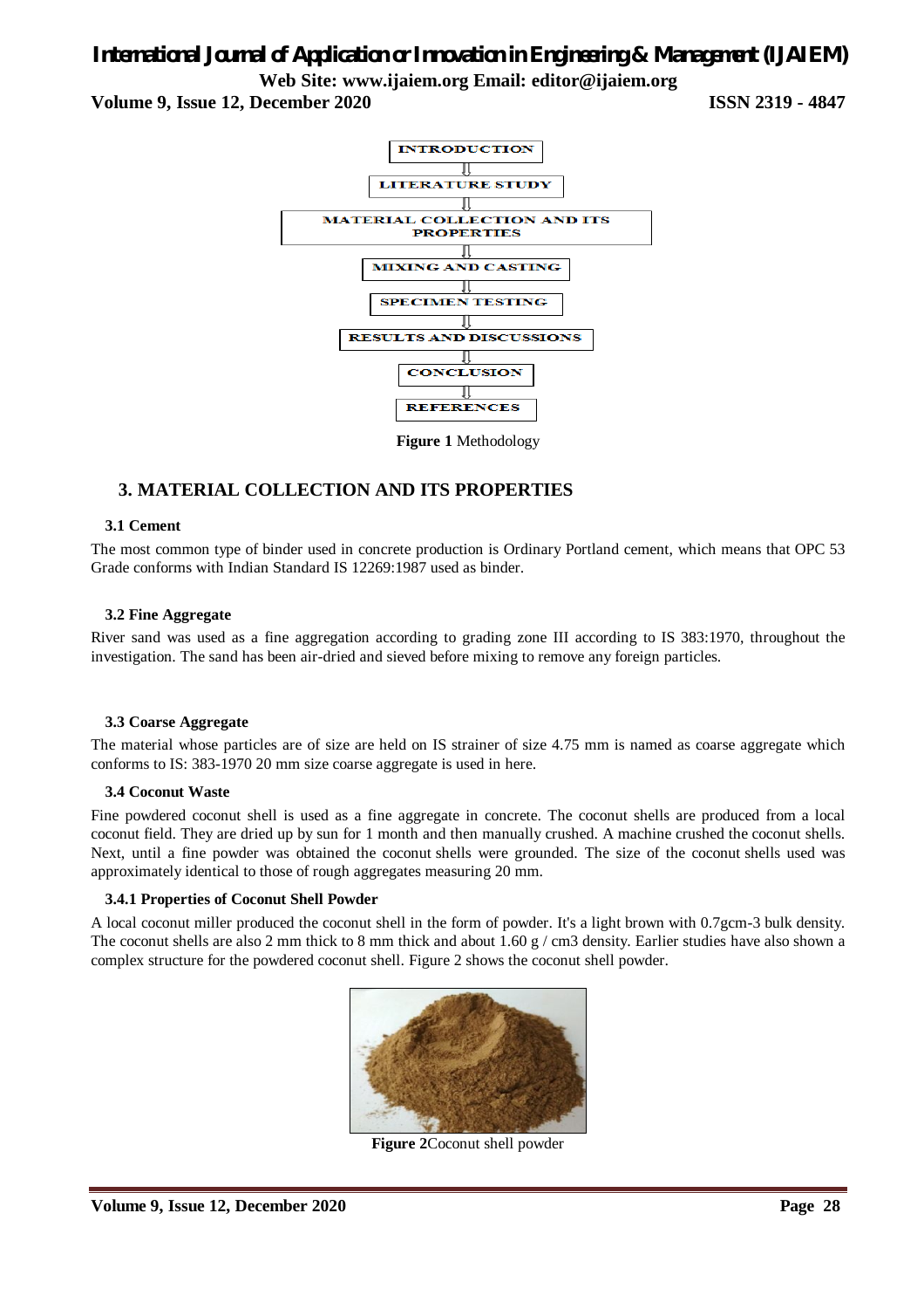INTRODUCTION

⇓

LITERATURE STUDY

⇓

MATERIAL COLLECTION AND ITS PROPERTIES

⇓

MIXING AND CASTING

⇓

SPECIMEN TESTING

⇓

RESULTS AND DISCUSSIONS

⇓

CONCLUSION

⇓

REFERENCES

**Figure 1** Methodology

## 3. MATERIAL COLLECTION AND ITS PROPERTIES

### 3.1 Cement

The most common type of binder used in concrete production is Ordinary Portland cement, which means that OPC 53 Grade conforms with Indian Standard IS 12269:1987 used as binder.

### 3.2 Fine Aggregate

River sand was used as a fine aggregation according to grading zone III according to IS 383:1970, throughout the investigation. The sand has been air-dried and sieved before mixing to remove any foreign particles.

### 3.3 Coarse Aggregate

The material whose particles are of size are held on IS strainer of size 4.75 mm is named as coarse aggregate which conforms to IS: 383-1970 20 mm size coarse aggregate is used in here.

### 3.4 Coconut Waste

Fine powdered coconut shell is used as a fine aggregate in concrete. The coconut shells are produced from a local coconut field. They are dried up by sun for 1 month and then manually crushed. A machine crushed the coconut shells. Next, until a fine powder was obtained the coconut shells were grounded. The size of the coconut shells used was approximately identical to those of rough aggregates measuring 20 mm.

#### 3.4.1 Properties of Coconut Shell Powder

A local coconut miller produced the coconut shell in the form of powder. It's a light brown with 0.7gcm-3 bulk density. The coconut shells are also 2 mm thick to 8 mm thick and about 1.60 g / cm3 density. Earlier studies have also shown a complex structure for the powdered coconut shell. Figure 2 shows the coconut shell powder.

**Figure 2**Coconut shell powder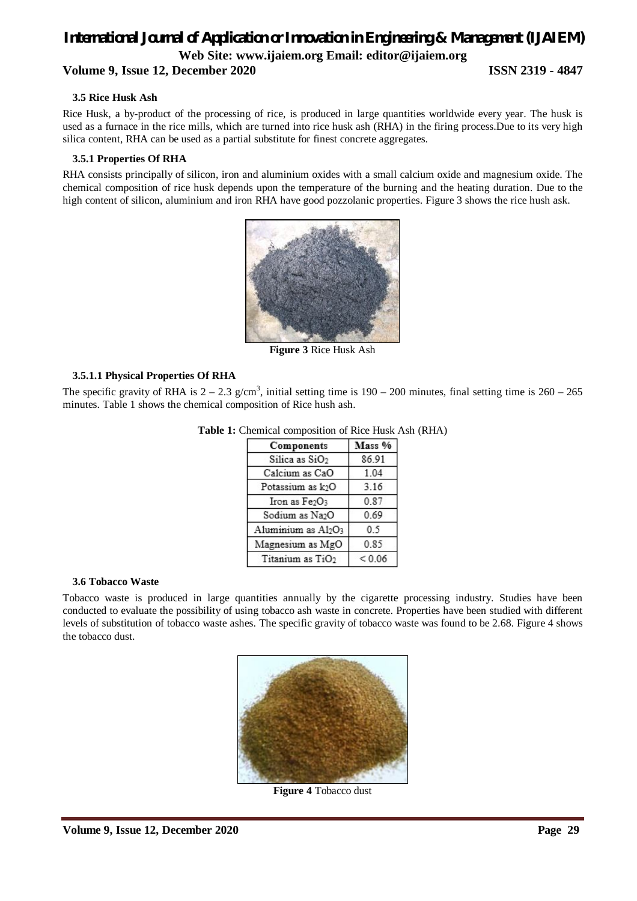### 3.5 Rice Husk Ash

Rice Husk, a by-product of the processing of rice, is produced in large quantities worldwide every year. The husk is used as a furnace in the rice mills, which are turned into rice husk ash (RHA) in the firing process.Due to its very high silica content, RHA can be used as a partial substitute for finest concrete aggregates.

### 3.5.1 Properties Of RHA

RHA consists principally of silicon, iron and aluminium oxides with a small calcium oxide and magnesium oxide. The chemical composition of rice husk depends upon the temperature of the burning and the heating duration. Due to the high content of silicon, aluminium and iron RHA have good pozzolanic properties. Figure 3 shows the rice hush ask.

**Figure 3** Rice Husk Ash

#### 3.5.1.1 Physical Properties Of RHA

The specific gravity of RHA is 2 – 2.3 g/cm$^3$, initial setting time is 190 – 200 minutes, final setting time is 260 – 265 minutes. Table 1 shows the chemical composition of Rice hush ash.

**Table 1:** Chemical composition of Rice Husk Ash (RHA)

| Components | Mass % |
|---|---|
| Silica as $SiO_2$ | 86.91 |
| Calcium as CaO | 1.04 |
| Potassium as $k_2O$ | 3.16 |
| Iron as $Fe_2O_3$ | 0.87 |
| Sodium as $Na_2O$ | 0.69 |
| Aluminium as $Al_2O_3$ | 0.5 |
| Magnesium as MgO | 0.85 |
| Titanium as $TiO_2$ | < 0.06 |

### 3.6 Tobacco Waste

Tobacco waste is produced in large quantities annually by the cigarette processing industry. Studies have been conducted to evaluate the possibility of using tobacco ash waste in concrete. Properties have been studied with different levels of substitution of tobacco waste ashes. The specific gravity of tobacco waste was found to be 2.68. Figure 4 shows the tobacco dust.

**Figure 4** Tobacco dust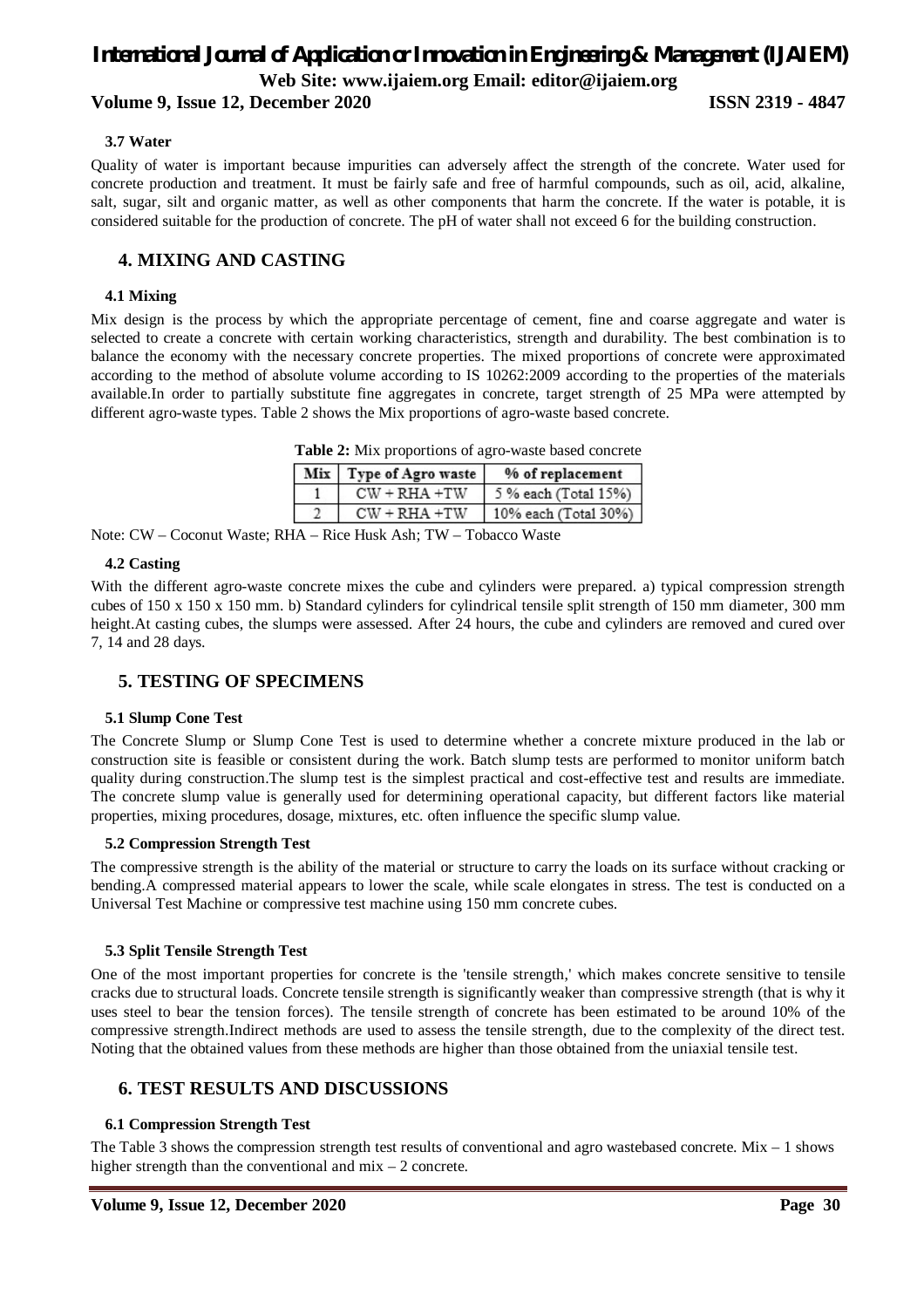### 3.7 Water

Quality of water is important because impurities can adversely affect the strength of the concrete. Water used for concrete production and treatment. It must be fairly safe and free of harmful compounds, such as oil, acid, alkaline, salt, sugar, silt and organic matter, as well as other components that harm the concrete. If the water is potable, it is considered suitable for the production of concrete. The pH of water shall not exceed 6 for the building construction.

## 4. MIXING AND CASTING

### 4.1 Mixing

Mix design is the process by which the appropriate percentage of cement, fine and coarse aggregate and water is selected to create a concrete with certain working characteristics, strength and durability. The best combination is to balance the economy with the necessary concrete properties. The mixed proportions of concrete were approximated according to the method of absolute volume according to IS 10262:2009 according to the properties of the materials available.In order to partially substitute fine aggregates in concrete, target strength of 25 MPa were attempted by different agro-waste types. Table 2 shows the Mix proportions of agro-waste based concrete.

**Table 2:** Mix proportions of agro-waste based concrete

| Mix | Type of Agro waste | % of replacement |
|---|---|---|
| 1 | CW + RHA +TW | 5 % each (Total 15%) |
| 2 | CW + RHA +TW | 10% each (Total 30%) |

Note: CW – Coconut Waste; RHA – Rice Husk Ash; TW – Tobacco Waste

### 4.2 Casting

With the different agro-waste concrete mixes the cube and cylinders were prepared. a) typical compression strength cubes of 150 x 150 x 150 mm. b) Standard cylinders for cylindrical tensile split strength of 150 mm diameter, 300 mm height.At casting cubes, the slumps were assessed. After 24 hours, the cube and cylinders are removed and cured over 7, 14 and 28 days.

## 5. TESTING OF SPECIMENS

### 5.1 Slump Cone Test

The Concrete Slump or Slump Cone Test is used to determine whether a concrete mixture produced in the lab or construction site is feasible or consistent during the work. Batch slump tests are performed to monitor uniform batch quality during construction.The slump test is the simplest practical and cost-effective test and results are immediate. The concrete slump value is generally used for determining operational capacity, but different factors like material properties, mixing procedures, dosage, mixtures, etc. often influence the specific slump value.

### 5.2 Compression Strength Test

The compressive strength is the ability of the material or structure to carry the loads on its surface without cracking or bending.A compressed material appears to lower the scale, while scale elongates in stress. The test is conducted on a Universal Test Machine or compressive test machine using 150 mm concrete cubes.

### 5.3 Split Tensile Strength Test

One of the most important properties for concrete is the 'tensile strength,' which makes concrete sensitive to tensile cracks due to structural loads. Concrete tensile strength is significantly weaker than compressive strength (that is why it uses steel to bear the tension forces). The tensile strength of concrete has been estimated to be around 10% of the compressive strength.Indirect methods are used to assess the tensile strength, due to the complexity of the direct test. Noting that the obtained values from these methods are higher than those obtained from the uniaxial tensile test.

## 6. TEST RESULTS AND DISCUSSIONS

### 6.1 Compression Strength Test

The Table 3 shows the compression strength test results of conventional and agro wastebased concrete. Mix – 1 shows higher strength than the conventional and mix – 2 concrete.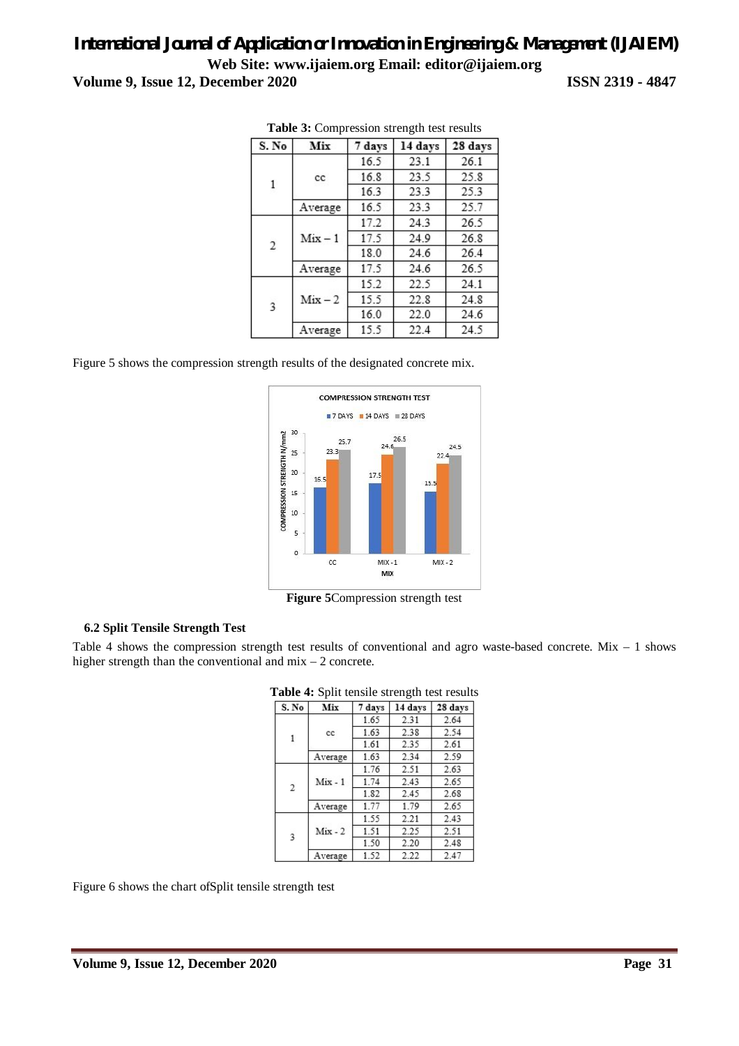**Table 3:** Compression strength test results

| S. No | Mix | 7 days | 14 days | 28 days |
|---|---|---|---|---|
| 1 | cc | 16.5 | 23.1 | 26.1 |
| | | 16.8 | 23.5 | 25.8 |
| | | 16.3 | 23.3 | 25.3 |
| | Average | 16.5 | 23.3 | 25.7 |
| 2 | Mix – 1 | 17.2 | 24.3 | 26.5 |
| | | 17.5 | 24.9 | 26.8 |
| | | 18.0 | 24.6 | 26.4 |
| | Average | 17.5 | 24.6 | 26.5 |
| 3 | Mix – 2 | 15.2 | 22.5 | 24.1 |
| | | 15.5 | 22.8 | 24.8 |
| | | 16.0 | 22.0 | 24.6 |
| | Average | 15.5 | 22.4 | 24.5 |

Figure 5 shows the compression strength results of the designated concrete mix.

**Figure 5**Compression strength test

### 6.2 Split Tensile Strength Test

Table 4 shows the compression strength test results of conventional and agro waste-based concrete. Mix – 1 shows higher strength than the conventional and mix – 2 concrete.

**Table 4:** Split tensile strength test results

| S. No | Mix | 7 days | 14 days | 28 days |
|---|---|---|---|---|
| 1 | cc | 1.65 | 2.31 | 2.64 |
| | | 1.63 | 2.38 | 2.54 |
| | | 1.61 | 2.35 | 2.61 |
| | Average | 1.63 | 2.34 | 2.59 |
| 2 | Mix - 1 | 1.76 | 2.51 | 2.63 |
| | | 1.74 | 2.43 | 2.65 |
| | | 1.82 | 2.45 | 2.68 |
| | Average | 1.77 | 1.79 | 2.65 |
| 3 | Mix - 2 | 1.55 | 2.21 | 2.43 |
| | | 1.51 | 2.25 | 2.51 |
| | | 1.50 | 2.20 | 2.48 |
| | Average | 1.52 | 2.22 | 2.47 |

Figure 6 shows the chart ofSplit tensile strength test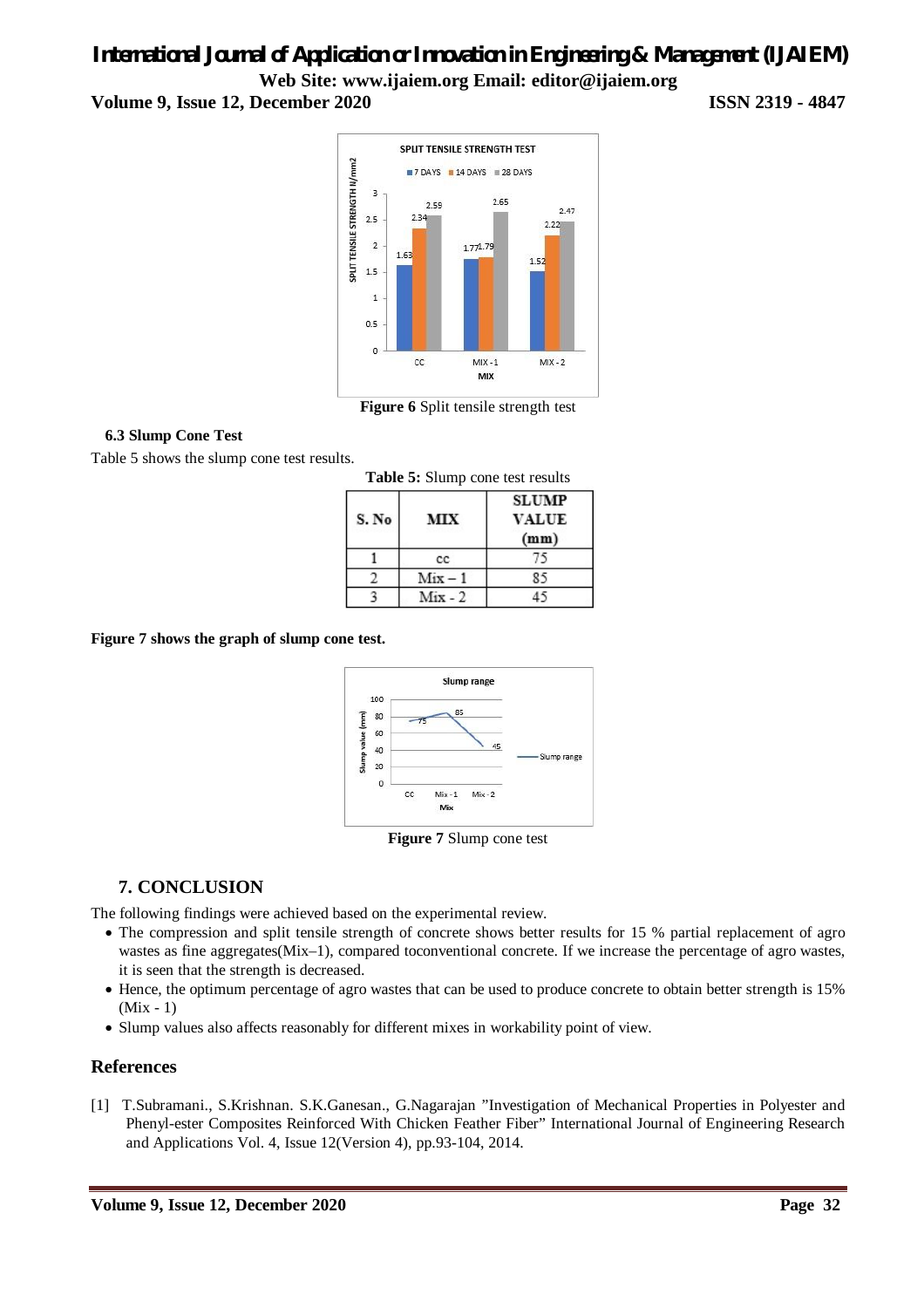Figure 6 Split tensile strength test

### 6.3 Slump Cone Test

Table 5 shows the slump cone test results.

**Table 5:** Slump cone test results

| S. No | MIX | SLUMP VALUE (mm) |
|---|---|---|
| 1 | cc | 75 |
| 2 | Mix – 1 | 85 |
| 3 | Mix - 2 | 45 |

**Figure 7 shows the graph of slump cone test.**

**Figure 7** Slump cone test

## 7. CONCLUSION

The following findings were achieved based on the experimental review.

- The compression and split tensile strength of concrete shows better results for 15 % partial replacement of agro wastes as fine aggregates(Mix–1), compared toconventional concrete. If we increase the percentage of agro wastes, it is seen that the strength is decreased.
- Hence, the optimum percentage of agro wastes that can be used to produce concrete to obtain better strength is 15% (Mix - 1)
- Slump values also affects reasonably for different mixes in workability point of view.

## References

[1] T.Subramani., S.Krishnan. S.K.Ganesan., G.Nagarajan "Investigation of Mechanical Properties in Polyester and Phenyl-ester Composites Reinforced With Chicken Feather Fiber" International Journal of Engineering Research and Applications Vol. 4, Issue 12(Version 4), pp.93-104, 2014.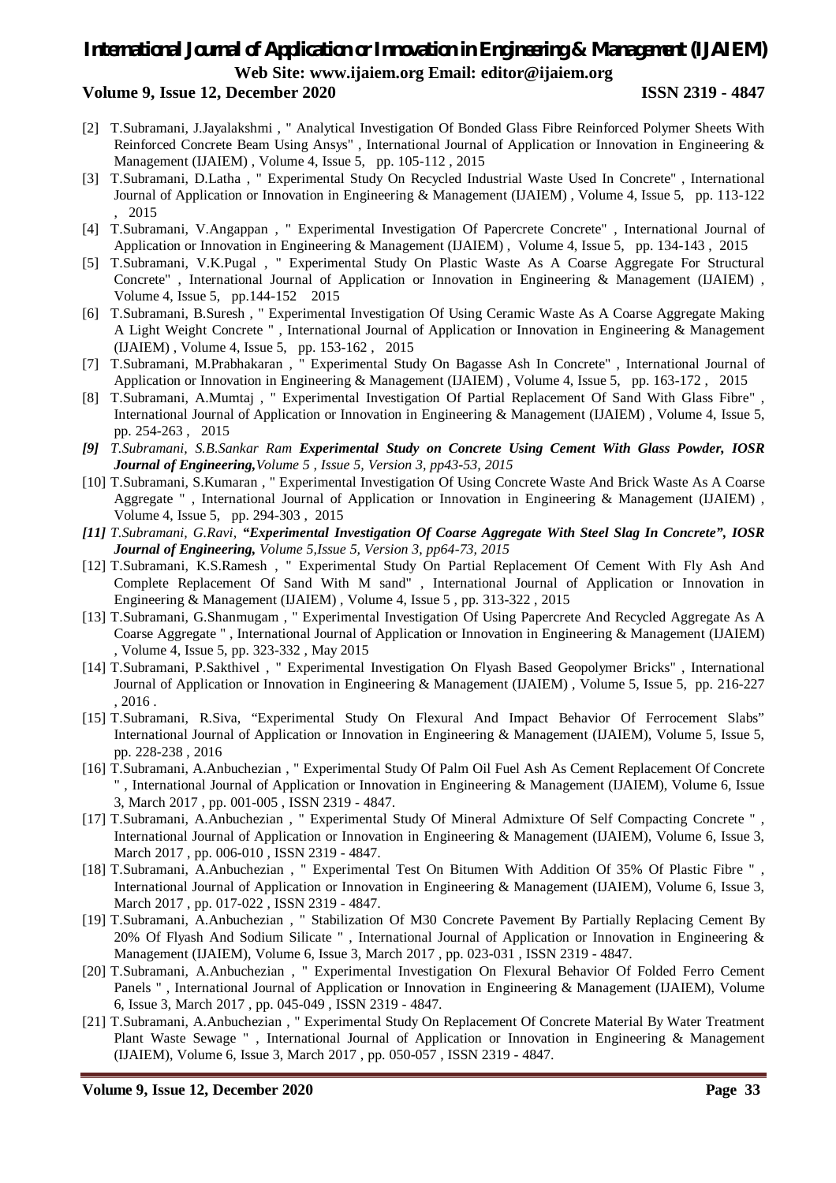[2] T.Subramani, J.Jayalakshmi , " Analytical Investigation Of Bonded Glass Fibre Reinforced Polymer Sheets With Reinforced Concrete Beam Using Ansys" , International Journal of Application or Innovation in Engineering & Management (IJAIEM) , Volume 4, Issue 5, pp. 105-112 , 2015

[3] T.Subramani, D.Latha , " Experimental Study On Recycled Industrial Waste Used In Concrete" , International Journal of Application or Innovation in Engineering & Management (IJAIEM) , Volume 4, Issue 5, pp. 113-122 , 2015

[4] T.Subramani, V.Angappan , " Experimental Investigation Of Papercrete Concrete" , International Journal of Application or Innovation in Engineering & Management (IJAIEM) , Volume 4, Issue 5, pp. 134-143 , 2015

[5] T.Subramani, V.K.Pugal , " Experimental Study On Plastic Waste As A Coarse Aggregate For Structural Concrete" , International Journal of Application or Innovation in Engineering & Management (IJAIEM) , Volume 4, Issue 5, pp.144-152 2015

[6] T.Subramani, B.Suresh , " Experimental Investigation Of Using Ceramic Waste As A Coarse Aggregate Making A Light Weight Concrete " , International Journal of Application or Innovation in Engineering & Management (IJAIEM) , Volume 4, Issue 5, pp. 153-162 , 2015

[7] T.Subramani, M.Prabhakaran , " Experimental Study On Bagasse Ash In Concrete" , International Journal of Application or Innovation in Engineering & Management (IJAIEM) , Volume 4, Issue 5, pp. 163-172 , 2015

[8] T.Subramani, A.Mumtaj , " Experimental Investigation Of Partial Replacement Of Sand With Glass Fibre" , International Journal of Application or Innovation in Engineering & Management (IJAIEM) , Volume 4, Issue 5, pp. 254-263 , 2015

*[9] T.Subramani, S.B.Sankar Ram* ***Experimental Study on Concrete Using Cement With Glass Powder, IOSR Journal of Engineering,****Volume 5 , Issue 5, Version 3, pp43-53, 2015*

[10] T.Subramani, S.Kumaran , " Experimental Investigation Of Using Concrete Waste And Brick Waste As A Coarse Aggregate " , International Journal of Application or Innovation in Engineering & Management (IJAIEM) , Volume 4, Issue 5, pp. 294-303 , 2015

*[11] T.Subramani, G.Ravi,* ***"Experimental Investigation Of Coarse Aggregate With Steel Slag In Concrete", IOSR Journal of Engineering,*** *Volume 5,Issue 5, Version 3, pp64-73, 2015*

[12] T.Subramani, K.S.Ramesh , " Experimental Study On Partial Replacement Of Cement With Fly Ash And Complete Replacement Of Sand With M sand" , International Journal of Application or Innovation in Engineering & Management (IJAIEM) , Volume 4, Issue 5 , pp. 313-322 , 2015

[13] T.Subramani, G.Shanmugam , " Experimental Investigation Of Using Papercrete And Recycled Aggregate As A Coarse Aggregate " , International Journal of Application or Innovation in Engineering & Management (IJAIEM) , Volume 4, Issue 5, pp. 323-332 , May 2015

[14] T.Subramani, P.Sakthivel , " Experimental Investigation On Flyash Based Geopolymer Bricks" , International Journal of Application or Innovation in Engineering & Management (IJAIEM) , Volume 5, Issue 5, pp. 216-227 , 2016 .

[15] T.Subramani, R.Siva, "Experimental Study On Flexural And Impact Behavior Of Ferrocement Slabs" International Journal of Application or Innovation in Engineering & Management (IJAIEM), Volume 5, Issue 5, pp. 228-238 , 2016

[16] T.Subramani, A.Anbuchezian , " Experimental Study Of Palm Oil Fuel Ash As Cement Replacement Of Concrete " , International Journal of Application or Innovation in Engineering & Management (IJAIEM), Volume 6, Issue 3, March 2017 , pp. 001-005 , ISSN 2319 - 4847.

[17] T.Subramani, A.Anbuchezian , " Experimental Study Of Mineral Admixture Of Self Compacting Concrete " , International Journal of Application or Innovation in Engineering & Management (IJAIEM), Volume 6, Issue 3, March 2017 , pp. 006-010 , ISSN 2319 - 4847.

[18] T.Subramani, A.Anbuchezian , " Experimental Test On Bitumen With Addition Of 35% Of Plastic Fibre " , International Journal of Application or Innovation in Engineering & Management (IJAIEM), Volume 6, Issue 3, March 2017 , pp. 017-022 , ISSN 2319 - 4847.

[19] T.Subramani, A.Anbuchezian , " Stabilization Of M30 Concrete Pavement By Partially Replacing Cement By 20% Of Flyash And Sodium Silicate " , International Journal of Application or Innovation in Engineering & Management (IJAIEM), Volume 6, Issue 3, March 2017 , pp. 023-031 , ISSN 2319 - 4847.

[20] T.Subramani, A.Anbuchezian , " Experimental Investigation On Flexural Behavior Of Folded Ferro Cement Panels " , International Journal of Application or Innovation in Engineering & Management (IJAIEM), Volume 6, Issue 3, March 2017 , pp. 045-049 , ISSN 2319 - 4847.

[21] T.Subramani, A.Anbuchezian , " Experimental Study On Replacement Of Concrete Material By Water Treatment Plant Waste Sewage " , International Journal of Application or Innovation in Engineering & Management (IJAIEM), Volume 6, Issue 3, March 2017 , pp. 050-057 , ISSN 2319 - 4847.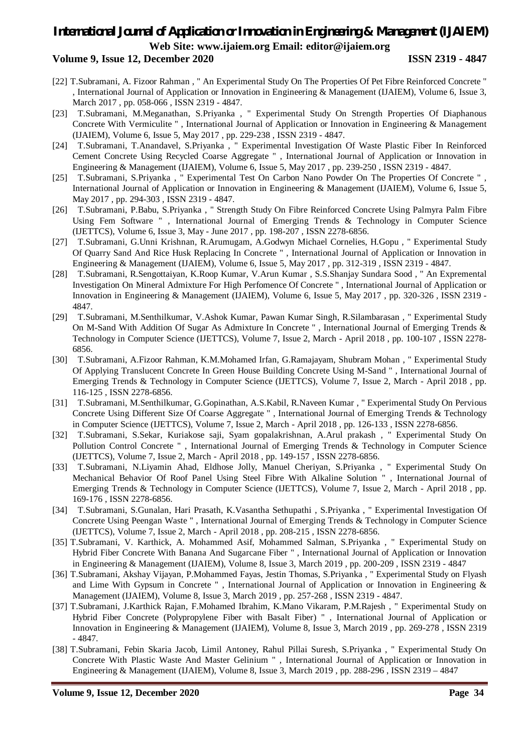[22] T.Subramani, A. Fizoor Rahman , " An Experimental Study On The Properties Of Pet Fibre Reinforced Concrete " , International Journal of Application or Innovation in Engineering & Management (IJAIEM), Volume 6, Issue 3, March 2017 , pp. 058-066 , ISSN 2319 - 4847.

[23] T.Subramani, M.Meganathan, S.Priyanka , " Experimental Study On Strength Properties Of Diaphanous Concrete With Vermiculite " , International Journal of Application or Innovation in Engineering & Management (IJAIEM), Volume 6, Issue 5, May 2017 , pp. 229-238 , ISSN 2319 - 4847.

[24] T.Subramani, T.Anandavel, S.Priyanka , " Experimental Investigation Of Waste Plastic Fiber In Reinforced Cement Concrete Using Recycled Coarse Aggregate " , International Journal of Application or Innovation in Engineering & Management (IJAIEM), Volume 6, Issue 5, May 2017 , pp. 239-250 , ISSN 2319 - 4847.

[25] T.Subramani, S.Priyanka , " Experimental Test On Carbon Nano Powder On The Properties Of Concrete " , International Journal of Application or Innovation in Engineering & Management (IJAIEM), Volume 6, Issue 5, May 2017 , pp. 294-303 , ISSN 2319 - 4847.

[26] T.Subramani, P.Babu, S.Priyanka , " Strength Study On Fibre Reinforced Concrete Using Palmyra Palm Fibre Using Fem Software " , International Journal of Emerging Trends & Technology in Computer Science (IJETTCS), Volume 6, Issue 3, May - June 2017 , pp. 198-207 , ISSN 2278-6856.

[27] T.Subramani, G.Unni Krishnan, R.Arumugam, A.Godwyn Michael Cornelies, H.Gopu , " Experimental Study Of Quarry Sand And Rice Husk Replacing In Concrete " , International Journal of Application or Innovation in Engineering & Management (IJAIEM), Volume 6, Issue 5, May 2017 , pp. 312-319 , ISSN 2319 - 4847.

[28] T.Subramani, R.Sengottaiyan, K.Roop Kumar, V.Arun Kumar , S.S.Shanjay Sundara Sood , " An Expremental Investigation On Mineral Admixture For High Perfomence Of Concrete " , International Journal of Application or Innovation in Engineering & Management (IJAIEM), Volume 6, Issue 5, May 2017 , pp. 320-326 , ISSN 2319 - 4847.

[29] T.Subramani, M.Senthilkumar, V.Ashok Kumar, Pawan Kumar Singh, R.Silambarasan , " Experimental Study On M-Sand With Addition Of Sugar As Admixture In Concrete " , International Journal of Emerging Trends & Technology in Computer Science (IJETTCS), Volume 7, Issue 2, March - April 2018 , pp. 100-107 , ISSN 2278-6856.

[30] T.Subramani, A.Fizoor Rahman, K.M.Mohamed Irfan, G.Ramajayam, Shubram Mohan , " Experimental Study Of Applying Translucent Concrete In Green House Building Concrete Using M-Sand " , International Journal of Emerging Trends & Technology in Computer Science (IJETTCS), Volume 7, Issue 2, March - April 2018 , pp. 116-125 , ISSN 2278-6856.

[31] T.Subramani, M.Senthilkumar, G.Gopinathan, A.S.Kabil, R.Naveen Kumar , " Experimental Study On Pervious Concrete Using Different Size Of Coarse Aggregate " , International Journal of Emerging Trends & Technology in Computer Science (IJETTCS), Volume 7, Issue 2, March - April 2018 , pp. 126-133 , ISSN 2278-6856.

[32] T.Subramani, S.Sekar, Kuriakose saji, Syam gopalakrishnan, A.Arul prakash , " Experimental Study On Pollution Control Concrete " , International Journal of Emerging Trends & Technology in Computer Science (IJETTCS), Volume 7, Issue 2, March - April 2018 , pp. 149-157 , ISSN 2278-6856.

[33] T.Subramani, N.Liyamin Ahad, Eldhose Jolly, Manuel Cheriyan, S.Priyanka , " Experimental Study On Mechanical Behavior Of Roof Panel Using Steel Fibre With Alkaline Solution " , International Journal of Emerging Trends & Technology in Computer Science (IJETTCS), Volume 7, Issue 2, March - April 2018 , pp. 169-176 , ISSN 2278-6856.

[34] T.Subramani, S.Gunalan, Hari Prasath, K.Vasantha Sethupathi , S.Priyanka , " Experimental Investigation Of Concrete Using Peengan Waste " , International Journal of Emerging Trends & Technology in Computer Science (IJETTCS), Volume 7, Issue 2, March - April 2018 , pp. 208-215 , ISSN 2278-6856.

[35] T.Subramani, V. Karthick, A. Mohammed Asif, Mohammed Salman, S.Priyanka , " Experimental Study on Hybrid Fiber Concrete With Banana And Sugarcane Fiber " , International Journal of Application or Innovation in Engineering & Management (IJAIEM), Volume 8, Issue 3, March 2019 , pp. 200-209 , ISSN 2319 - 4847

[36] T.Subramani, Akshay Vijayan, P.Mohammed Fayas, Jestin Thomas, S.Priyanka , " Experimental Study on Flyash and Lime With Gypsum in Concrete " , International Journal of Application or Innovation in Engineering & Management (IJAIEM), Volume 8, Issue 3, March 2019 , pp. 257-268 , ISSN 2319 - 4847.

[37] T.Subramani, J.Karthick Rajan, F.Mohamed Ibrahim, K.Mano Vikaram, P.M.Rajesh , " Experimental Study on Hybrid Fiber Concrete (Polypropylene Fiber with Basalt Fiber) " , International Journal of Application or Innovation in Engineering & Management (IJAIEM), Volume 8, Issue 3, March 2019 , pp. 269-278 , ISSN 2319 - 4847.

[38] T.Subramani, Febin Skaria Jacob, Limil Antoney, Rahul Pillai Suresh, S.Priyanka , " Experimental Study On Concrete With Plastic Waste And Master Gelinium " , International Journal of Application or Innovation in Engineering & Management (IJAIEM), Volume 8, Issue 3, March 2019 , pp. 288-296 , ISSN 2319 – 4847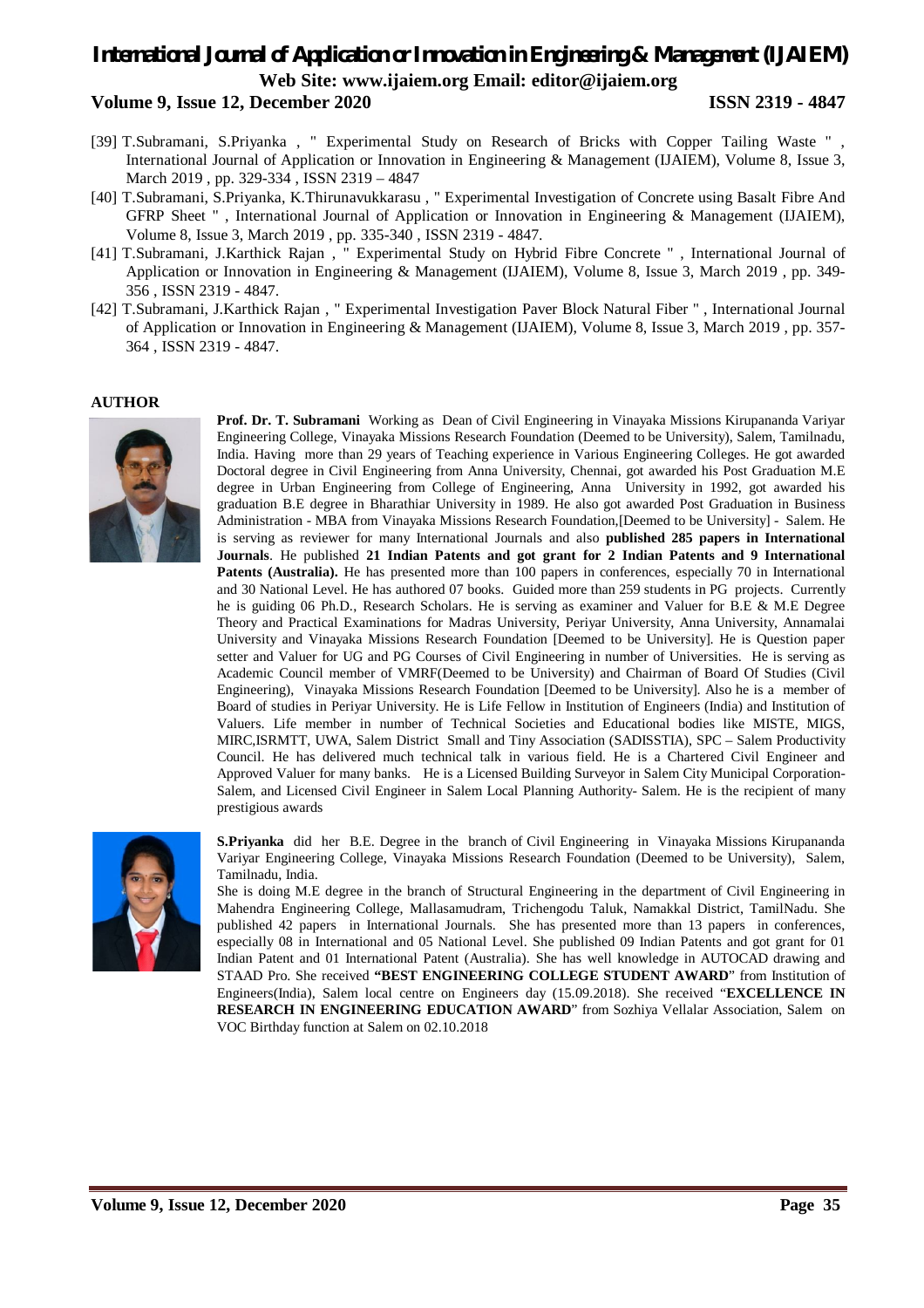[39] T.Subramani, S.Priyanka , " Experimental Study on Research of Bricks with Copper Tailing Waste " , International Journal of Application or Innovation in Engineering & Management (IJAIEM), Volume 8, Issue 3, March 2019 , pp. 329-334 , ISSN 2319 – 4847

[40] T.Subramani, S.Priyanka, K.Thirunavukkarasu , " Experimental Investigation of Concrete using Basalt Fibre And GFRP Sheet " , International Journal of Application or Innovation in Engineering & Management (IJAIEM), Volume 8, Issue 3, March 2019 , pp. 335-340 , ISSN 2319 - 4847.

[41] T.Subramani, J.Karthick Rajan , " Experimental Study on Hybrid Fibre Concrete " , International Journal of Application or Innovation in Engineering & Management (IJAIEM), Volume 8, Issue 3, March 2019 , pp. 349-356 , ISSN 2319 - 4847.

[42] T.Subramani, J.Karthick Rajan , " Experimental Investigation Paver Block Natural Fiber " , International Journal of Application or Innovation in Engineering & Management (IJAIEM), Volume 8, Issue 3, March 2019 , pp. 357-364 , ISSN 2319 - 4847.

## AUTHOR

**Prof. Dr. T. Subramani** Working as Dean of Civil Engineering in Vinayaka Missions Kirupananda Variyar Engineering College, Vinayaka Missions Research Foundation (Deemed to be University), Salem, Tamilnadu, India. Having more than 29 years of Teaching experience in Various Engineering Colleges. He got awarded Doctoral degree in Civil Engineering from Anna University, Chennai, got awarded his Post Graduation M.E degree in Urban Engineering from College of Engineering, Anna University in 1992, got awarded his graduation B.E degree in Bharathiar University in 1989. He also got awarded Post Graduation in Business Administration - MBA from Vinayaka Missions Research Foundation,[Deemed to be University] - Salem. He is serving as reviewer for many International Journals and also **published 285 papers in International Journals**. He published **21 Indian Patents and got grant for 2 Indian Patents and 9 International Patents (Australia).** He has presented more than 100 papers in conferences, especially 70 in International and 30 National Level. He has authored 07 books. Guided more than 259 students in PG projects. Currently he is guiding 06 Ph.D., Research Scholars. He is serving as examiner and Valuer for B.E & M.E Degree Theory and Practical Examinations for Madras University, Periyar University, Anna University, Annamalai University and Vinayaka Missions Research Foundation [Deemed to be University]. He is Question paper setter and Valuer for UG and PG Courses of Civil Engineering in number of Universities. He is serving as Academic Council member of VMRF(Deemed to be University) and Chairman of Board Of Studies (Civil Engineering), Vinayaka Missions Research Foundation [Deemed to be University]. Also he is a member of Board of studies in Periyar University. He is Life Fellow in Institution of Engineers (India) and Institution of Valuers. Life member in number of Technical Societies and Educational bodies like MISTE, MIGS, MIRC,ISRMTT, UWA, Salem District Small and Tiny Association (SADISSTIA), SPC – Salem Productivity Council. He has delivered much technical talk in various field. He is a Chartered Civil Engineer and Approved Valuer for many banks. He is a Licensed Building Surveyor in Salem City Municipal Corporation-Salem, and Licensed Civil Engineer in Salem Local Planning Authority- Salem. He is the recipient of many prestigious awards

**S.Priyanka** did her B.E. Degree in the branch of Civil Engineering in Vinayaka Missions Kirupananda Variyar Engineering College, Vinayaka Missions Research Foundation (Deemed to be University), Salem, Tamilnadu, India.

She is doing M.E degree in the branch of Structural Engineering in the department of Civil Engineering in Mahendra Engineering College, Mallasamudram, Trichengodu Taluk, Namakkal District, TamilNadu. She published 42 papers in International Journals. She has presented more than 13 papers in conferences, especially 08 in International and 05 National Level. She published 09 Indian Patents and got grant for 01 Indian Patent and 01 International Patent (Australia). She has well knowledge in AUTOCAD drawing and STAAD Pro. She received **"BEST ENGINEERING COLLEGE STUDENT AWARD"** from Institution of Engineers(India), Salem local centre on Engineers day (15.09.2018). She received "**EXCELLENCE IN RESEARCH IN ENGINEERING EDUCATION AWARD**" from Sozhiya Vellalar Association, Salem on VOC Birthday function at Salem on 02.10.2018